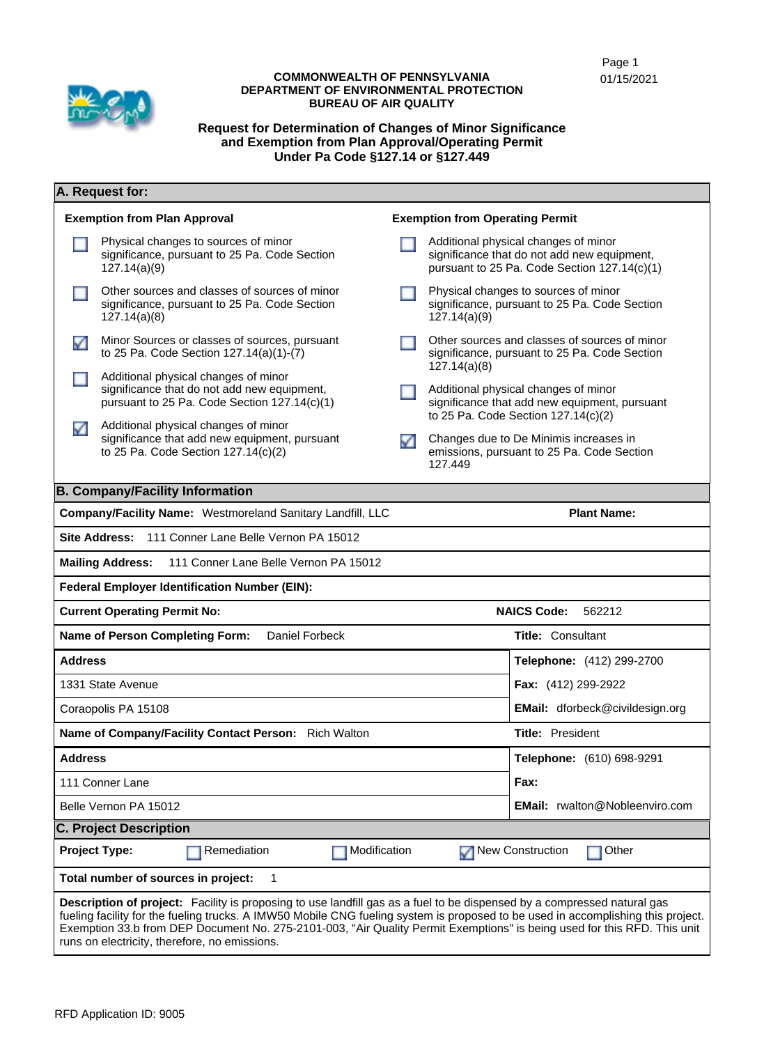01/15/2021

**COMMONWEALTH OF PENNSYLVANIA**
**DEPARTMENT OF ENVIRONMENTAL PROTECTION**
**BUREAU OF AIR QUALITY**

# Request for Determination of Changes of Minor Significance and Exemption from Plan Approval/Operating Permit Under Pa Code §127.14 or §127.449

## A. Request for:

**Exemption from Plan Approval**

- ☐ Physical changes to sources of minor significance, pursuant to 25 Pa. Code Section 127.14(a)(9)
- ☐ Other sources and classes of sources of minor significance, pursuant to 25 Pa. Code Section 127.14(a)(8)
- ☑ Minor Sources or classes of sources, pursuant to 25 Pa. Code Section 127.14(a)(1)-(7)
- ☐ Additional physical changes of minor significance that do not add new equipment, pursuant to 25 Pa. Code Section 127.14(c)(1)
- ☑ Additional physical changes of minor significance that add new equipment, pursuant to 25 Pa. Code Section 127.14(c)(2)

**Exemption from Operating Permit**

- ☐ Additional physical changes of minor significance that do not add new equipment, pursuant to 25 Pa. Code Section 127.14(c)(1)
- ☐ Physical changes to sources of minor significance, pursuant to 25 Pa. Code Section 127.14(a)(9)
- ☐ Other sources and classes of sources of minor significance, pursuant to 25 Pa. Code Section 127.14(a)(8)
- ☐ Additional physical changes of minor significance that add new equipment, pursuant to 25 Pa. Code Section 127.14(c)(2)
- ☑ Changes due to De Minimis increases in emissions, pursuant to 25 Pa. Code Section 127.449

## B. Company/Facility Information

| | |
|---|---|
| **Company/Facility Name:** Westmoreland Sanitary Landfill, LLC | **Plant Name:** |
| **Site Address:** 111 Conner Lane Belle Vernon PA 15012 | |
| **Mailing Address:** 111 Conner Lane Belle Vernon PA 15012 | |
| **Federal Employer Identification Number (EIN):** | |
| **Current Operating Permit No:** | **NAICS Code:** 562212 |
| **Name of Person Completing Form:** Daniel Forbeck | **Title:** Consultant |
| **Address** | **Telephone:** (412) 299-2700 |
| 1331 State Avenue | **Fax:** (412) 299-2922 |
| Coraopolis PA 15108 | **EMail:** dforbeck@civildesign.org |
| **Name of Company/Facility Contact Person:** Rich Walton | **Title:** President |
| **Address** | **Telephone:** (610) 698-9291 |
| 111 Conner Lane | **Fax:** |
| Belle Vernon PA 15012 | **EMail:** rwalton@Nobleenviro.com |

## C. Project Description

**Project Type:** ☐ Remediation ☐ Modification ☑ New Construction ☐ Other

**Total number of sources in project:** 1

**Description of project:** Facility is proposing to use landfill gas as a fuel to be dispensed by a compressed natural gas fueling facility for the fueling trucks. A IMW50 Mobile CNG fueling system is proposed to be used in accomplishing this project. Exemption 33.b from DEP Document No. 275-2101-003, "Air Quality Permit Exemptions" is being used for this RFD. This unit runs on electricity, therefore, no emissions.

RFD Application ID: 9005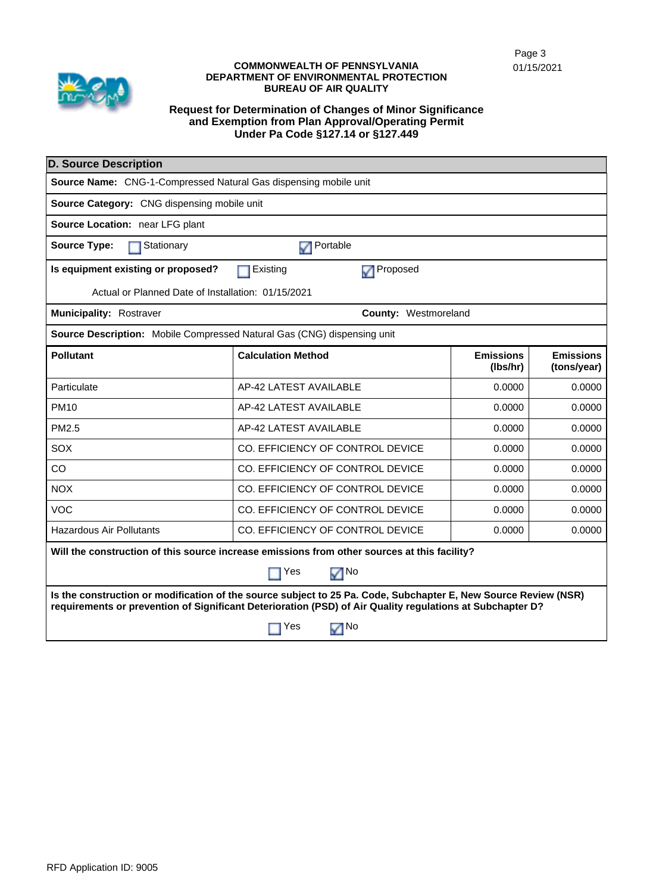**COMMONWEALTH OF PENNSYLVANIA**
**DEPARTMENT OF ENVIRONMENTAL PROTECTION**
**BUREAU OF AIR QUALITY**

01/15/2021

**Request for Determination of Changes of Minor Significance and Exemption from Plan Approval/Operating Permit Under Pa Code §127.14 or §127.449**

## D. Source Description

**Source Name:** CNG-1-Compressed Natural Gas dispensing mobile unit

**Source Category:** CNG dispensing mobile unit

**Source Location:** near LFG plant

**Source Type:** ☐ Stationary ☑ Portable

**Is equipment existing or proposed?** ☐ Existing ☑ Proposed

Actual or Planned Date of Installation: 01/15/2021

**Municipality:** Rostraver **County:** Westmoreland

**Source Description:** Mobile Compressed Natural Gas (CNG) dispensing unit

| Pollutant | Calculation Method | Emissions (lbs/hr) | Emissions (tons/year) |
|---|---|---|---|
| Particulate | AP-42 LATEST AVAILABLE | 0.0000 | 0.0000 |
| PM10 | AP-42 LATEST AVAILABLE | 0.0000 | 0.0000 |
| PM2.5 | AP-42 LATEST AVAILABLE | 0.0000 | 0.0000 |
| SOX | CO. EFFICIENCY OF CONTROL DEVICE | 0.0000 | 0.0000 |
| CO | CO. EFFICIENCY OF CONTROL DEVICE | 0.0000 | 0.0000 |
| NOX | CO. EFFICIENCY OF CONTROL DEVICE | 0.0000 | 0.0000 |
| VOC | CO. EFFICIENCY OF CONTROL DEVICE | 0.0000 | 0.0000 |
| Hazardous Air Pollutants | CO. EFFICIENCY OF CONTROL DEVICE | 0.0000 | 0.0000 |

**Will the construction of this source increase emissions from other sources at this facility?**

☐ Yes ☑ No

**Is the construction or modification of the source subject to 25 Pa. Code, Subchapter E, New Source Review (NSR) requirements or prevention of Significant Deterioration (PSD) of Air Quality regulations at Subchapter D?**

☐ Yes ☑ No

RFD Application ID: 9005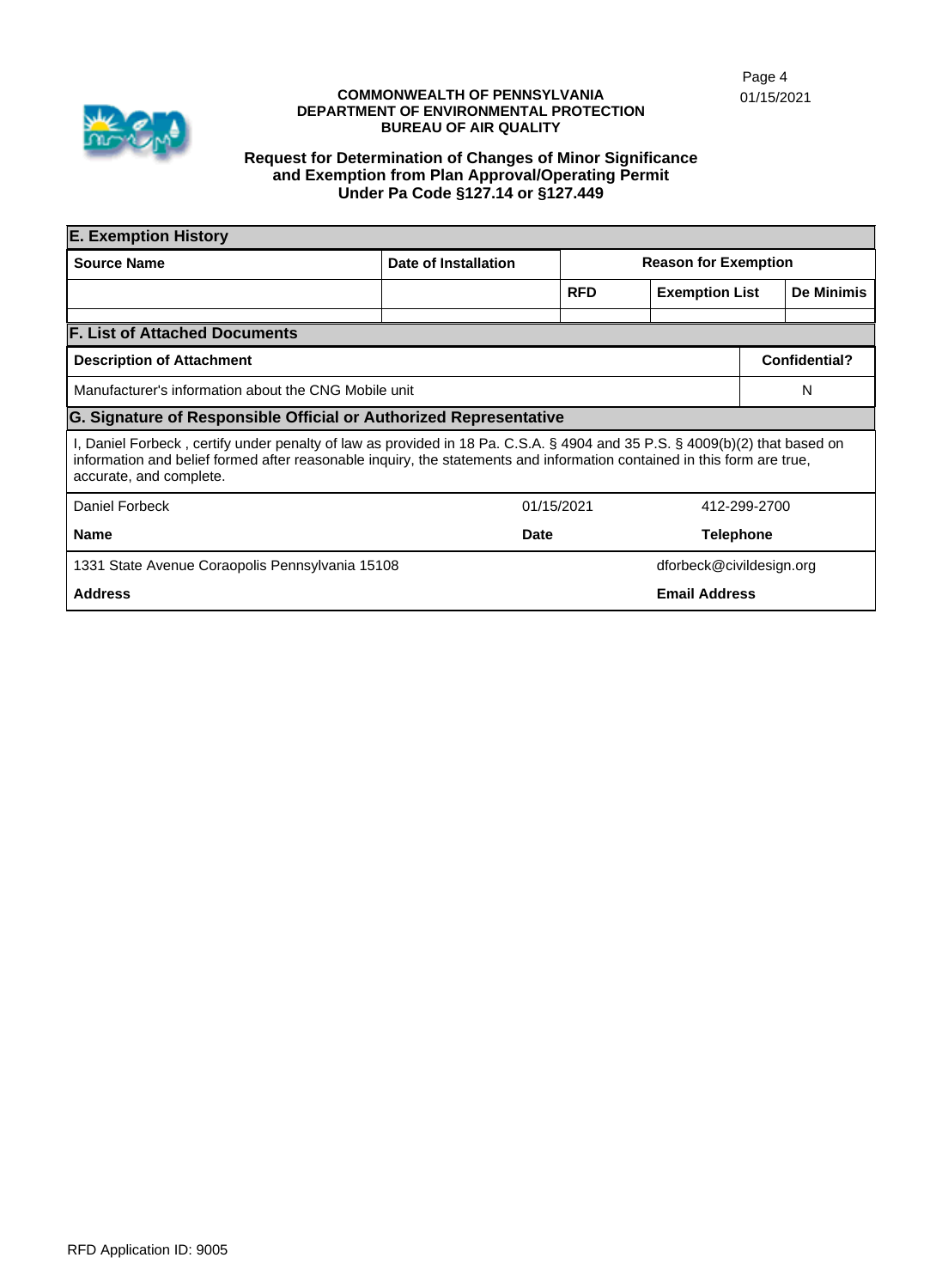**COMMONWEALTH OF PENNSYLVANIA**
**DEPARTMENT OF ENVIRONMENTAL PROTECTION**
**BUREAU OF AIR QUALITY**

01/15/2021

# Request for Determination of Changes of Minor Significance and Exemption from Plan Approval/Operating Permit Under Pa Code §127.14 or §127.449

## E. Exemption History

| Source Name | Date of Installation | Reason for Exemption | | |
|---|---|---|---|---|
| | | RFD | Exemption List | De Minimis |
| | | | | |

## F. List of Attached Documents

| Description of Attachment | Confidential? |
|---|---|
| Manufacturer's information about the CNG Mobile unit | N |

## G. Signature of Responsible Official or Authorized Representative

I, Daniel Forbeck , certify under penalty of law as provided in 18 Pa. C.S.A. § 4904 and 35 P.S. § 4009(b)(2) that based on information and belief formed after reasonable inquiry, the statements and information contained in this form are true, accurate, and complete.

| Name | Date | Telephone |
|---|---|---|
| Daniel Forbeck | 01/15/2021 | 412-299-2700 |

| Address | Email Address |
|---|---|
| 1331 State Avenue Coraopolis Pennsylvania 15108 | dforbeck@civildesign.org |

RFD Application ID: 9005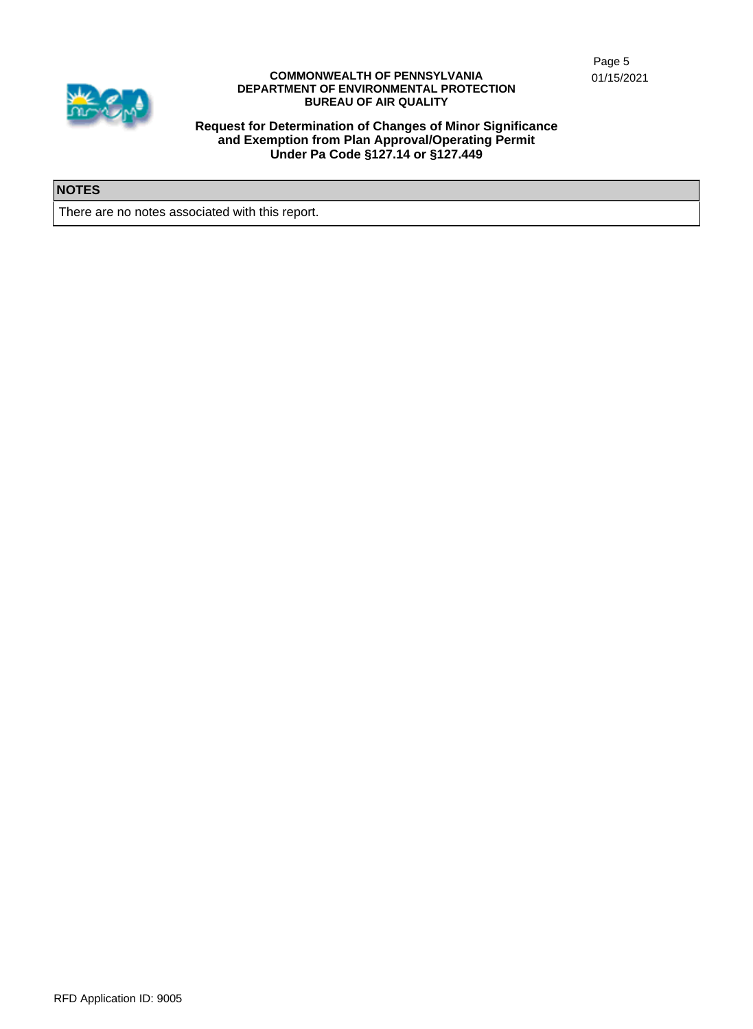## NOTES

There are no notes associated with this report.